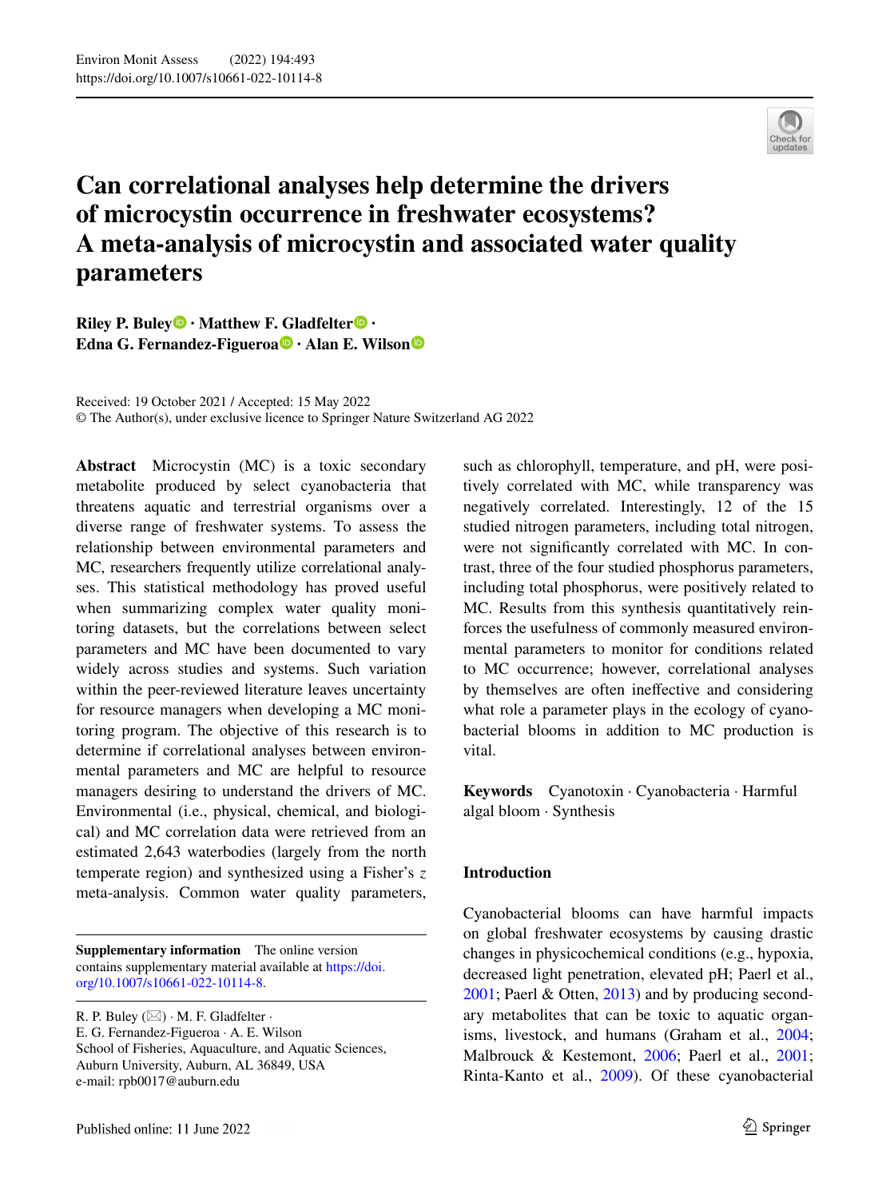# Can correlational analyses help determine the drivers of microcystin occurrence in freshwater ecosystems? A meta-analysis of microcystin and associated water quality parameters

**Riley P. Buley · Matthew F. Gladfelter · Edna G. Fernandez-Figueroa · Alan E. Wilson**

Received: 19 October 2021 / Accepted: 15 May 2022
© The Author(s), under exclusive licence to Springer Nature Switzerland AG 2022

**Abstract** Microcystin (MC) is a toxic secondary metabolite produced by select cyanobacteria that threatens aquatic and terrestrial organisms over a diverse range of freshwater systems. To assess the relationship between environmental parameters and MC, researchers frequently utilize correlational analyses. This statistical methodology has proved useful when summarizing complex water quality monitoring datasets, but the correlations between select parameters and MC have been documented to vary widely across studies and systems. Such variation within the peer-reviewed literature leaves uncertainty for resource managers when developing a MC monitoring program. The objective of this research is to determine if correlational analyses between environmental parameters and MC are helpful to resource managers desiring to understand the drivers of MC. Environmental (i.e., physical, chemical, and biological) and MC correlation data were retrieved from an estimated 2,643 waterbodies (largely from the north temperate region) and synthesized using a Fisher's *z* meta-analysis. Common water quality parameters, such as chlorophyll, temperature, and pH, were positively correlated with MC, while transparency was negatively correlated. Interestingly, 12 of the 15 studied nitrogen parameters, including total nitrogen, were not significantly correlated with MC. In contrast, three of the four studied phosphorus parameters, including total phosphorus, were positively related to MC. Results from this synthesis quantitatively reinforces the usefulness of commonly measured environmental parameters to monitor for conditions related to MC occurrence; however, correlational analyses by themselves are often ineffective and considering what role a parameter plays in the ecology of cyanobacterial blooms in addition to MC production is vital.

**Keywords** Cyanotoxin · Cyanobacteria · Harmful algal bloom · Synthesis

**Supplementary information** The online version contains supplementary material available at https://doi.org/10.1007/s10661-022-10114-8.

R. P. Buley (✉) · M. F. Gladfelter · E. G. Fernandez-Figueroa · A. E. Wilson
School of Fisheries, Aquaculture, and Aquatic Sciences, Auburn University, Auburn, AL 36849, USA
e-mail: rpb0017@auburn.edu

## Introduction

Cyanobacterial blooms can have harmful impacts on global freshwater ecosystems by causing drastic changes in physicochemical conditions (e.g., hypoxia, decreased light penetration, elevated pH; Paerl et al., 2001; Paerl & Otten, 2013) and by producing secondary metabolites that can be toxic to aquatic organisms, livestock, and humans (Graham et al., 2004; Malbrouck & Kestemont, 2006; Paerl et al., 2001; Rinta-Kanto et al., 2009). Of these cyanobacterial

Published online: 11 June 2022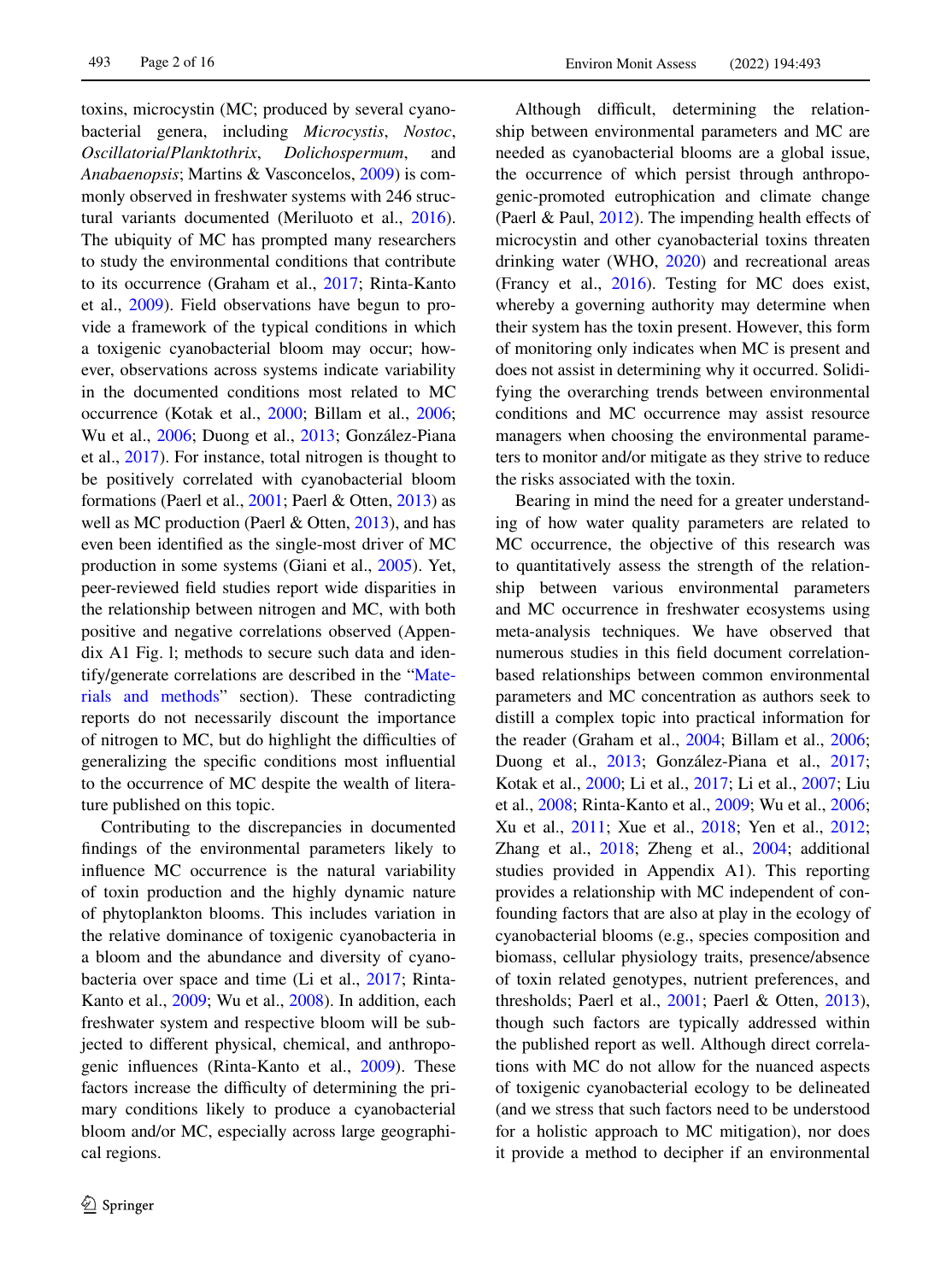toxins, microcystin (MC; produced by several cyanobacterial genera, including *Microcystis*, *Nostoc*, *Oscillatoria*/*Planktothrix*, *Dolichospermum*, and *Anabaenopsis*; Martins & Vasconcelos, 2009) is commonly observed in freshwater systems with 246 structural variants documented (Meriluoto et al., 2016). The ubiquity of MC has prompted many researchers to study the environmental conditions that contribute to its occurrence (Graham et al., 2017; Rinta-Kanto et al., 2009). Field observations have begun to provide a framework of the typical conditions in which a toxigenic cyanobacterial bloom may occur; however, observations across systems indicate variability in the documented conditions most related to MC occurrence (Kotak et al., 2000; Billam et al., 2006; Wu et al., 2006; Duong et al., 2013; González-Piana et al., 2017). For instance, total nitrogen is thought to be positively correlated with cyanobacterial bloom formations (Paerl et al., 2001; Paerl & Otten, 2013) as well as MC production (Paerl & Otten, 2013), and has even been identified as the single-most driver of MC production in some systems (Giani et al., 2005). Yet, peer-reviewed field studies report wide disparities in the relationship between nitrogen and MC, with both positive and negative correlations observed (Appendix A1 Fig. 1; methods to secure such data and identify/generate correlations are described in the "Materials and methods" section). These contradicting reports do not necessarily discount the importance of nitrogen to MC, but do highlight the difficulties of generalizing the specific conditions most influential to the occurrence of MC despite the wealth of literature published on this topic.

Contributing to the discrepancies in documented findings of the environmental parameters likely to influence MC occurrence is the natural variability of toxin production and the highly dynamic nature of phytoplankton blooms. This includes variation in the relative dominance of toxigenic cyanobacteria in a bloom and the abundance and diversity of cyanobacteria over space and time (Li et al., 2017; Rinta-Kanto et al., 2009; Wu et al., 2008). In addition, each freshwater system and respective bloom will be subjected to different physical, chemical, and anthropogenic influences (Rinta-Kanto et al., 2009). These factors increase the difficulty of determining the primary conditions likely to produce a cyanobacterial bloom and/or MC, especially across large geographical regions.

Although difficult, determining the relationship between environmental parameters and MC are needed as cyanobacterial blooms are a global issue, the occurrence of which persist through anthropogenic-promoted eutrophication and climate change (Paerl & Paul, 2012). The impending health effects of microcystin and other cyanobacterial toxins threaten drinking water (WHO, 2020) and recreational areas (Francy et al., 2016). Testing for MC does exist, whereby a governing authority may determine when their system has the toxin present. However, this form of monitoring only indicates when MC is present and does not assist in determining why it occurred. Solidifying the overarching trends between environmental conditions and MC occurrence may assist resource managers when choosing the environmental parameters to monitor and/or mitigate as they strive to reduce the risks associated with the toxin.

Bearing in mind the need for a greater understanding of how water quality parameters are related to MC occurrence, the objective of this research was to quantitatively assess the strength of the relationship between various environmental parameters and MC occurrence in freshwater ecosystems using meta-analysis techniques. We have observed that numerous studies in this field document correlation-based relationships between common environmental parameters and MC concentration as authors seek to distill a complex topic into practical information for the reader (Graham et al., 2004; Billam et al., 2006; Duong et al., 2013; González-Piana et al., 2017; Kotak et al., 2000; Li et al., 2017; Li et al., 2007; Liu et al., 2008; Rinta-Kanto et al., 2009; Wu et al., 2006; Xu et al., 2011; Xue et al., 2018; Yen et al., 2012; Zhang et al., 2018; Zheng et al., 2004; additional studies provided in Appendix A1). This reporting provides a relationship with MC independent of confounding factors that are also at play in the ecology of cyanobacterial blooms (e.g., species composition and biomass, cellular physiology traits, presence/absence of toxin related genotypes, nutrient preferences, and thresholds; Paerl et al., 2001; Paerl & Otten, 2013), though such factors are typically addressed within the published report as well. Although direct correlations with MC do not allow for the nuanced aspects of toxigenic cyanobacterial ecology to be delineated (and we stress that such factors need to be understood for a holistic approach to MC mitigation), nor does it provide a method to decipher if an environmental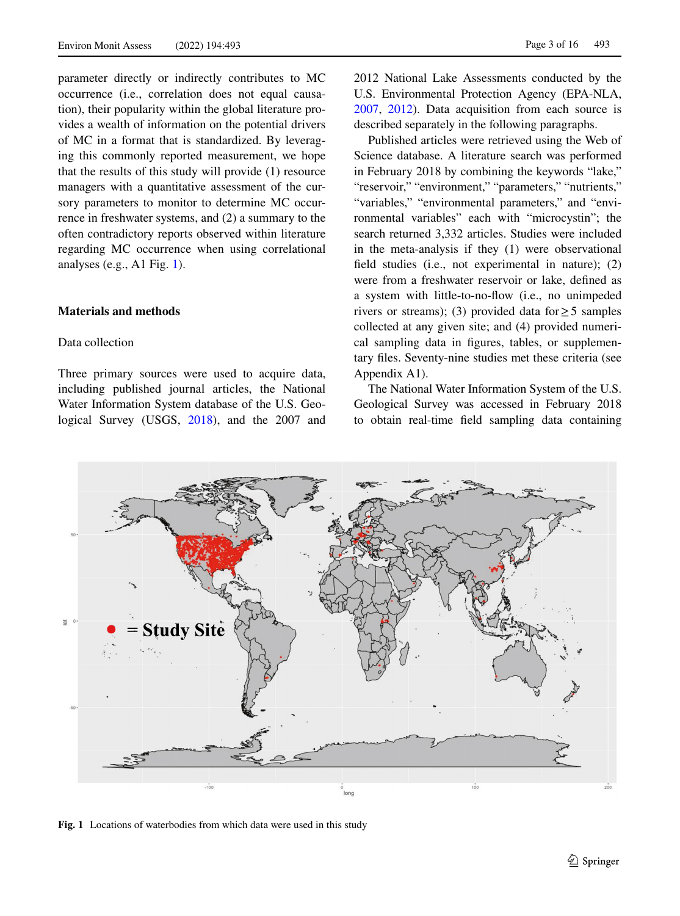parameter directly or indirectly contributes to MC occurrence (i.e., correlation does not equal causation), their popularity within the global literature provides a wealth of information on the potential drivers of MC in a format that is standardized. By leveraging this commonly reported measurement, we hope that the results of this study will provide (1) resource managers with a quantitative assessment of the cursory parameters to monitor to determine MC occurrence in freshwater systems, and (2) a summary to the often contradictory reports observed within literature regarding MC occurrence when using correlational analyses (e.g., A1 Fig. 1).

## Materials and methods

### Data collection

Three primary sources were used to acquire data, including published journal articles, the National Water Information System database of the U.S. Geological Survey (USGS, 2018), and the 2007 and 2012 National Lake Assessments conducted by the U.S. Environmental Protection Agency (EPA-NLA, 2007, 2012). Data acquisition from each source is described separately in the following paragraphs.

Published articles were retrieved using the Web of Science database. A literature search was performed in February 2018 by combining the keywords "lake," "reservoir," "environment," "parameters," "nutrients," "variables," "environmental parameters," and "environmental variables" each with "microcystin"; the search returned 3,332 articles. Studies were included in the meta-analysis if they (1) were observational field studies (i.e., not experimental in nature); (2) were from a freshwater reservoir or lake, defined as a system with little-to-no-flow (i.e., no unimpeded rivers or streams); (3) provided data for $\geq 5$ samples collected at any given site; and (4) provided numerical sampling data in figures, tables, or supplementary files. Seventy-nine studies met these criteria (see Appendix A1).

The National Water Information System of the U.S. Geological Survey was accessed in February 2018 to obtain real-time field sampling data containing

Fig. 1 Locations of waterbodies from which data were used in this study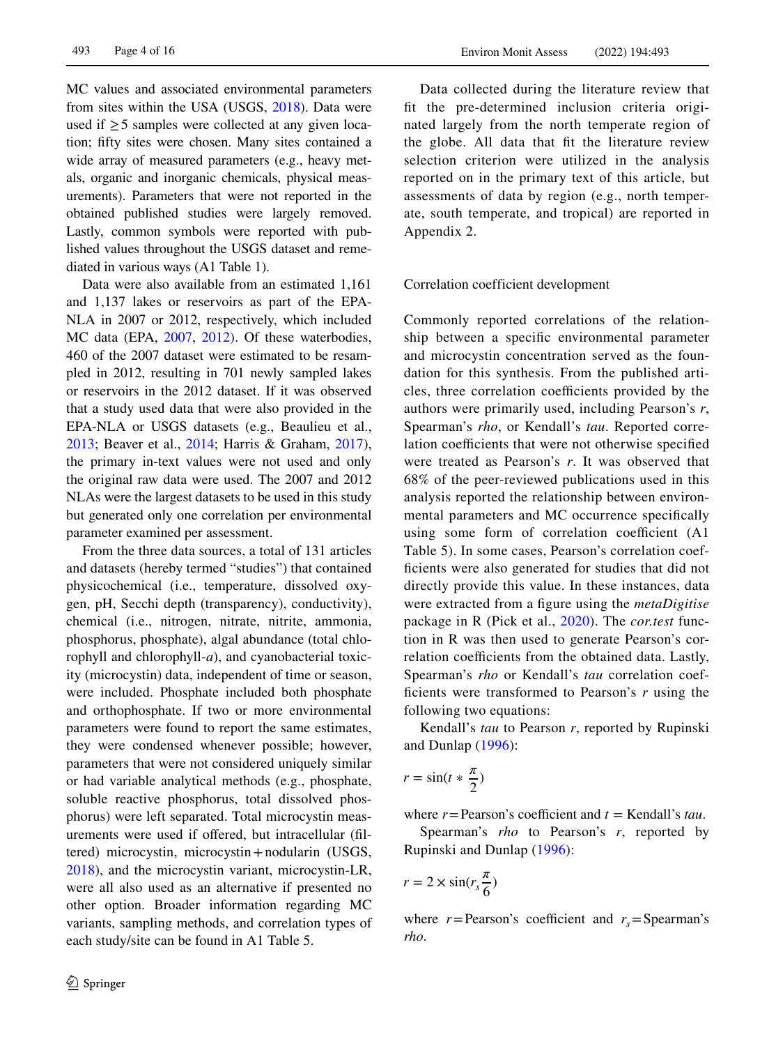MC values and associated environmental parameters from sites within the USA (USGS, 2018). Data were used if ≥5 samples were collected at any given location; fifty sites were chosen. Many sites contained a wide array of measured parameters (e.g., heavy metals, organic and inorganic chemicals, physical measurements). Parameters that were not reported in the obtained published studies were largely removed. Lastly, common symbols were reported with published values throughout the USGS dataset and remediated in various ways (A1 Table 1).

Data were also available from an estimated 1,161 and 1,137 lakes or reservoirs as part of the EPA-NLA in 2007 or 2012, respectively, which included MC data (EPA, 2007, 2012). Of these waterbodies, 460 of the 2007 dataset were estimated to be resampled in 2012, resulting in 701 newly sampled lakes or reservoirs in the 2012 dataset. If it was observed that a study used data that were also provided in the EPA-NLA or USGS datasets (e.g., Beaulieu et al., 2013; Beaver et al., 2014; Harris & Graham, 2017), the primary in-text values were not used and only the original raw data were used. The 2007 and 2012 NLAs were the largest datasets to be used in this study but generated only one correlation per environmental parameter examined per assessment.

From the three data sources, a total of 131 articles and datasets (hereby termed "studies") that contained physicochemical (i.e., temperature, dissolved oxygen, pH, Secchi depth (transparency), conductivity), chemical (i.e., nitrogen, nitrate, nitrite, ammonia, phosphorus, phosphate), algal abundance (total chlorophyll and chlorophyll-*a*), and cyanobacterial toxicity (microcystin) data, independent of time or season, were included. Phosphate included both phosphate and orthophosphate. If two or more environmental parameters were found to report the same estimates, they were condensed whenever possible; however, parameters that were not considered uniquely similar or had variable analytical methods (e.g., phosphate, soluble reactive phosphorus, total dissolved phosphorus) were left separated. Total microcystin measurements were used if offered, but intracellular (filtered) microcystin, microcystin + nodularin (USGS, 2018), and the microcystin variant, microcystin-LR, were all also used as an alternative if presented no other option. Broader information regarding MC variants, sampling methods, and correlation types of each study/site can be found in A1 Table 5.

Data collected during the literature review that fit the pre-determined inclusion criteria originated largely from the north temperate region of the globe. All data that fit the literature review selection criterion were utilized in the analysis reported on in the primary text of this article, but assessments of data by region (e.g., north temperate, south temperate, and tropical) are reported in Appendix 2.

## Correlation coefficient development

Commonly reported correlations of the relationship between a specific environmental parameter and microcystin concentration served as the foundation for this synthesis. From the published articles, three correlation coefficients provided by the authors were primarily used, including Pearson's *r*, Spearman's *rho*, or Kendall's *tau*. Reported correlation coefficients that were not otherwise specified were treated as Pearson's *r*. It was observed that 68% of the peer-reviewed publications used in this analysis reported the relationship between environmental parameters and MC occurrence specifically using some form of correlation coefficient (A1 Table 5). In some cases, Pearson's correlation coefficients were also generated for studies that did not directly provide this value. In these instances, data were extracted from a figure using the *metaDigitise* package in R (Pick et al., 2020). The *cor.test* function in R was then used to generate Pearson's correlation coefficients from the obtained data. Lastly, Spearman's *rho* or Kendall's *tau* correlation coefficients were transformed to Pearson's *r* using the following two equations:

Kendall's *tau* to Pearson *r*, reported by Rupinski and Dunlap (1996):

$$r = \sin(t * \frac{\pi}{2})$$

where $r$ = Pearson's coefficient and $t$ = Kendall's *tau*.

Spearman's *rho* to Pearson's *r*, reported by Rupinski and Dunlap (1996):

$$r = 2 \times \sin(r_s \frac{\pi}{6})$$

where $r$ = Pearson's coefficient and $r_s$ = Spearman's *rho*.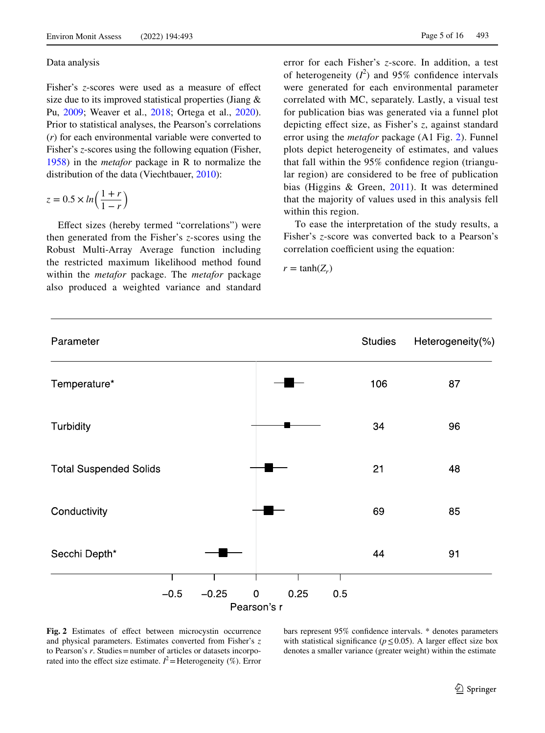Data analysis

Fisher's $z$-scores were used as a measure of effect size due to its improved statistical properties (Jiang & Pu, 2009; Weaver et al., 2018; Ortega et al., 2020). Prior to statistical analyses, the Pearson's correlations ($r$) for each environmental variable were converted to Fisher's $z$-scores using the following equation (Fisher, 1958) in the *metafor* package in R to normalize the distribution of the data (Viechtbauer, 2010):

$$z = 0.5 \times ln\left(\frac{1+r}{1-r}\right)$$

Effect sizes (hereby termed "correlations") were then generated from the Fisher's $z$-scores using the Robust Multi-Array Average function including the restricted maximum likelihood method found within the *metafor* package. The *metafor* package also produced a weighted variance and standard error for each Fisher's $z$-score. In addition, a test of heterogeneity ($I^2$) and 95% confidence intervals were generated for each environmental parameter correlated with MC, separately. Lastly, a visual test for publication bias was generated via a funnel plot depicting effect size, as Fisher's $z$, against standard error using the *metafor* package (A1 Fig. 2). Funnel plots depict heterogeneity of estimates, and values that fall within the 95% confidence region (triangular region) are considered to be free of publication bias (Higgins & Green, 2011). It was determined that the majority of values used in this analysis fell within this region.

To ease the interpretation of the study results, a Fisher's $z$-score was converted back to a Pearson's correlation coefficient using the equation:

$$r = \tanh(Z_r)$$

| Parameter | Studies | Heterogeneity(%) |
|---|---|---|
| Temperature* | 106 | 87 |
| Turbidity | 34 | 96 |
| Total Suspended Solids | 21 | 48 |
| Conductivity | 69 | 85 |
| Secchi Depth* | 44 | 91 |

Pearson's r (axis: −0.5, −0.25, 0, 0.25, 0.5)

**Fig. 2** Estimates of effect between microcystin occurrence and physical parameters. Estimates converted from Fisher's $z$ to Pearson's $r$. Studies = number of articles or datasets incorporated into the effect size estimate. $I^2$ = Heterogeneity (%). Error bars represent 95% confidence intervals. * denotes parameters with statistical significance ($p \leq 0.05$). A larger effect size box denotes a smaller variance (greater weight) within the estimate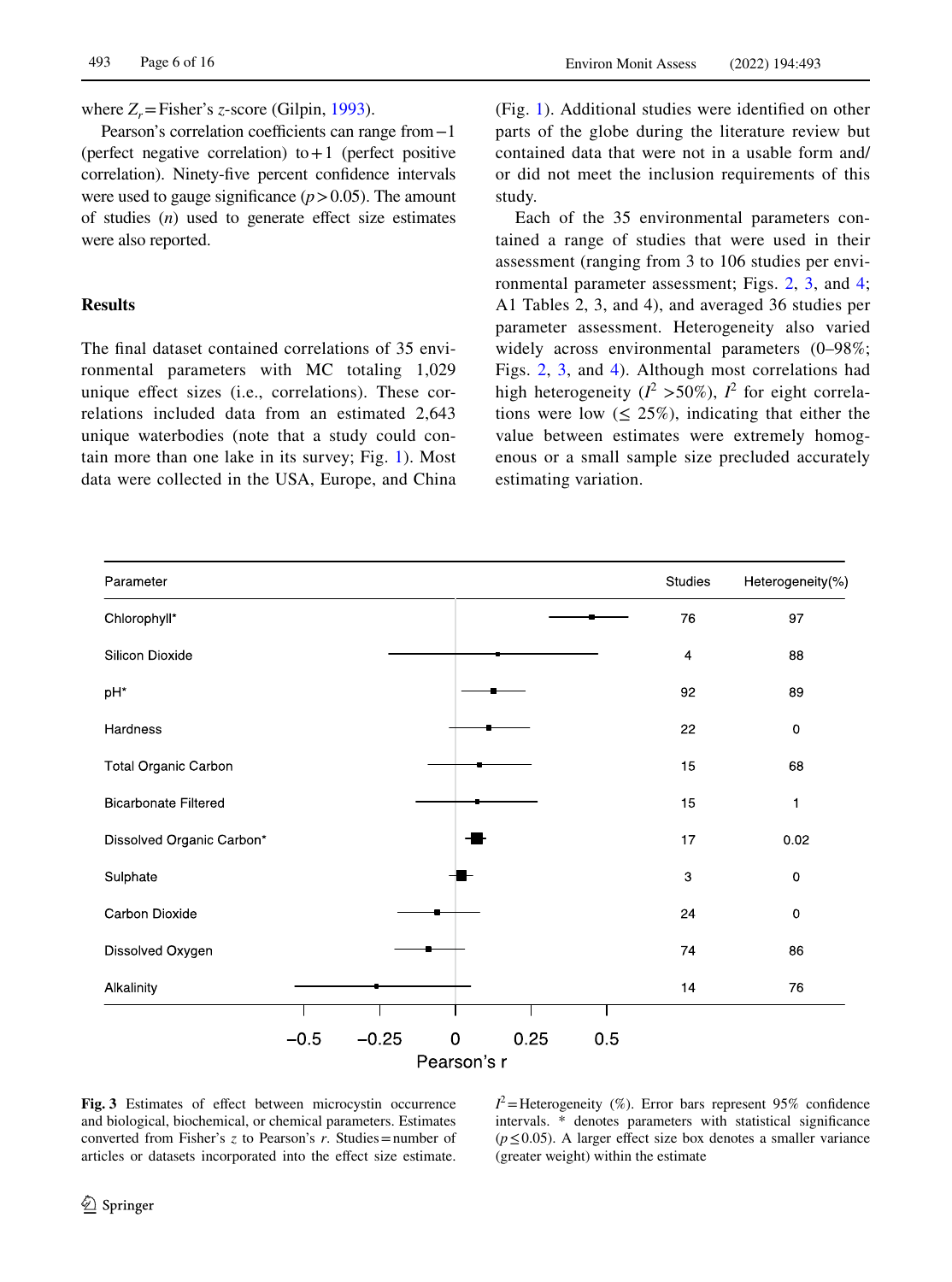where $Z_r$ = Fisher's $z$-score (Gilpin, 1993).

Pearson's correlation coefficients can range from −1 (perfect negative correlation) to +1 (perfect positive correlation). Ninety-five percent confidence intervals were used to gauge significance ($p > 0.05$). The amount of studies ($n$) used to generate effect size estimates were also reported.

## Results

The final dataset contained correlations of 35 environmental parameters with MC totaling 1,029 unique effect sizes (i.e., correlations). These correlations included data from an estimated 2,643 unique waterbodies (note that a study could contain more than one lake in its survey; Fig. 1). Most data were collected in the USA, Europe, and China (Fig. 1). Additional studies were identified on other parts of the globe during the literature review but contained data that were not in a usable form and/or did not meet the inclusion requirements of this study.

Each of the 35 environmental parameters contained a range of studies that were used in their assessment (ranging from 3 to 106 studies per environmental parameter assessment; Figs. 2, 3, and 4; A1 Tables 2, 3, and 4), and averaged 36 studies per parameter assessment. Heterogeneity also varied widely across environmental parameters (0–98%; Figs. 2, 3, and 4). Although most correlations had high heterogeneity ($I^2$ >50%), $I^2$ for eight correlations were low (≤ 25%), indicating that either the value between estimates were extremely homogenous or a small sample size precluded accurately estimating variation.

| Parameter | Studies | Heterogeneity(%) |
|---|---|---|
| Chlorophyll* | 76 | 97 |
| Silicon Dioxide | 4 | 88 |
| pH* | 92 | 89 |
| Hardness | 22 | 0 |
| Total Organic Carbon | 15 | 68 |
| Bicarbonate Filtered | 15 | 1 |
| Dissolved Organic Carbon* | 17 | 0.02 |
| Sulphate | 3 | 0 |
| Carbon Dioxide | 24 | 0 |
| Dissolved Oxygen | 74 | 86 |
| Alkalinity | 14 | 76 |

Fig. 3 Estimates of effect between microcystin occurrence and biological, biochemical, or chemical parameters. Estimates converted from Fisher's $z$ to Pearson's $r$. Studies = number of articles or datasets incorporated into the effect size estimate. $I^2$ = Heterogeneity (%). Error bars represent 95% confidence intervals. * denotes parameters with statistical significance ($p \leq 0.05$). A larger effect size box denotes a smaller variance (greater weight) within the estimate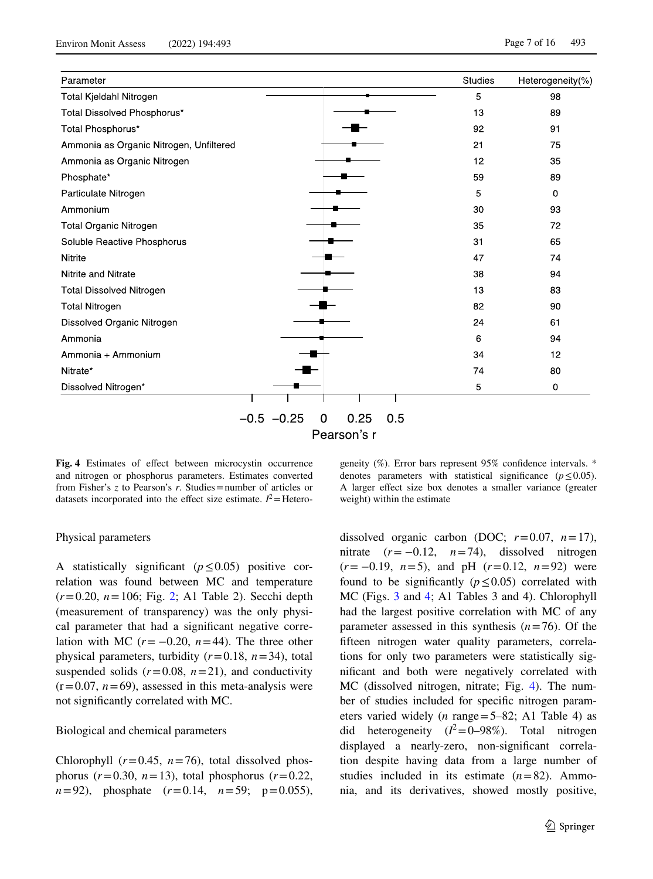| Parameter | Studies | Heterogeneity(%) |
|---|---|---|
| Total Kjeldahl Nitrogen | 5 | 98 |
| Total Dissolved Phosphorus* | 13 | 89 |
| Total Phosphorus* | 92 | 91 |
| Ammonia as Organic Nitrogen, Unfiltered | 21 | 75 |
| Ammonia as Organic Nitrogen | 12 | 35 |
| Phosphate* | 59 | 89 |
| Particulate Nitrogen | 5 | 0 |
| Ammonium | 30 | 93 |
| Total Organic Nitrogen | 35 | 72 |
| Soluble Reactive Phosphorus | 31 | 65 |
| Nitrite | 47 | 74 |
| Nitrite and Nitrate | 38 | 94 |
| Total Dissolved Nitrogen | 13 | 83 |
| Total Nitrogen | 82 | 90 |
| Dissolved Organic Nitrogen | 24 | 61 |
| Ammonia | 6 | 94 |
| Ammonia + Ammonium | 34 | 12 |
| Nitrate* | 74 | 80 |
| Dissolved Nitrogen* | 5 | 0 |

−0.5 −0.25 0 0.25 0.5

Pearson's r

**Fig. 4** Estimates of effect between microcystin occurrence and nitrogen or phosphorus parameters. Estimates converted from Fisher's *z* to Pearson's *r*. Studies = number of articles or datasets incorporated into the effect size estimate. $I^2$ = Heterogeneity (%). Error bars represent 95% confidence intervals. * denotes parameters with statistical significance ($p \leq 0.05$). A larger effect size box denotes a smaller variance (greater weight) within the estimate

### Physical parameters

A statistically significant ($p \leq 0.05$) positive correlation was found between MC and temperature ($r = 0.20$, $n = 106$; Fig. 2; A1 Table 2). Secchi depth (measurement of transparency) was the only physical parameter that had a significant negative correlation with MC ($r = -0.20$, $n = 44$). The three other physical parameters, turbidity ($r = 0.18$, $n = 34$), total suspended solids ($r = 0.08$, $n = 21$), and conductivity ($r = 0.07$, $n = 69$), assessed in this meta-analysis were not significantly correlated with MC.

### Biological and chemical parameters

Chlorophyll ($r = 0.45$, $n = 76$), total dissolved phosphorus ($r = 0.30$, $n = 13$), total phosphorus ($r = 0.22$, $n = 92$), phosphate ($r = 0.14$, $n = 59$; $p = 0.055$), dissolved organic carbon (DOC; $r = 0.07$, $n = 17$), nitrate ($r = -0.12$, $n = 74$), dissolved nitrogen ($r = -0.19$, $n = 5$), and pH ($r = 0.12$, $n = 92$) were found to be significantly ($p \leq 0.05$) correlated with MC (Figs. 3 and 4; A1 Tables 3 and 4). Chlorophyll had the largest positive correlation with MC of any parameter assessed in this synthesis ($n = 76$). Of the fifteen nitrogen water quality parameters, correlations for only two parameters were statistically significant and both were negatively correlated with MC (dissolved nitrogen, nitrate; Fig. 4). The number of studies included for specific nitrogen parameters varied widely ($n$ range = 5–82; A1 Table 4) as did heterogeneity ($I^2 = 0$–$98\%$). Total nitrogen displayed a nearly-zero, non-significant correlation despite having data from a large number of studies included in its estimate ($n = 82$). Ammonia, and its derivatives, showed mostly positive,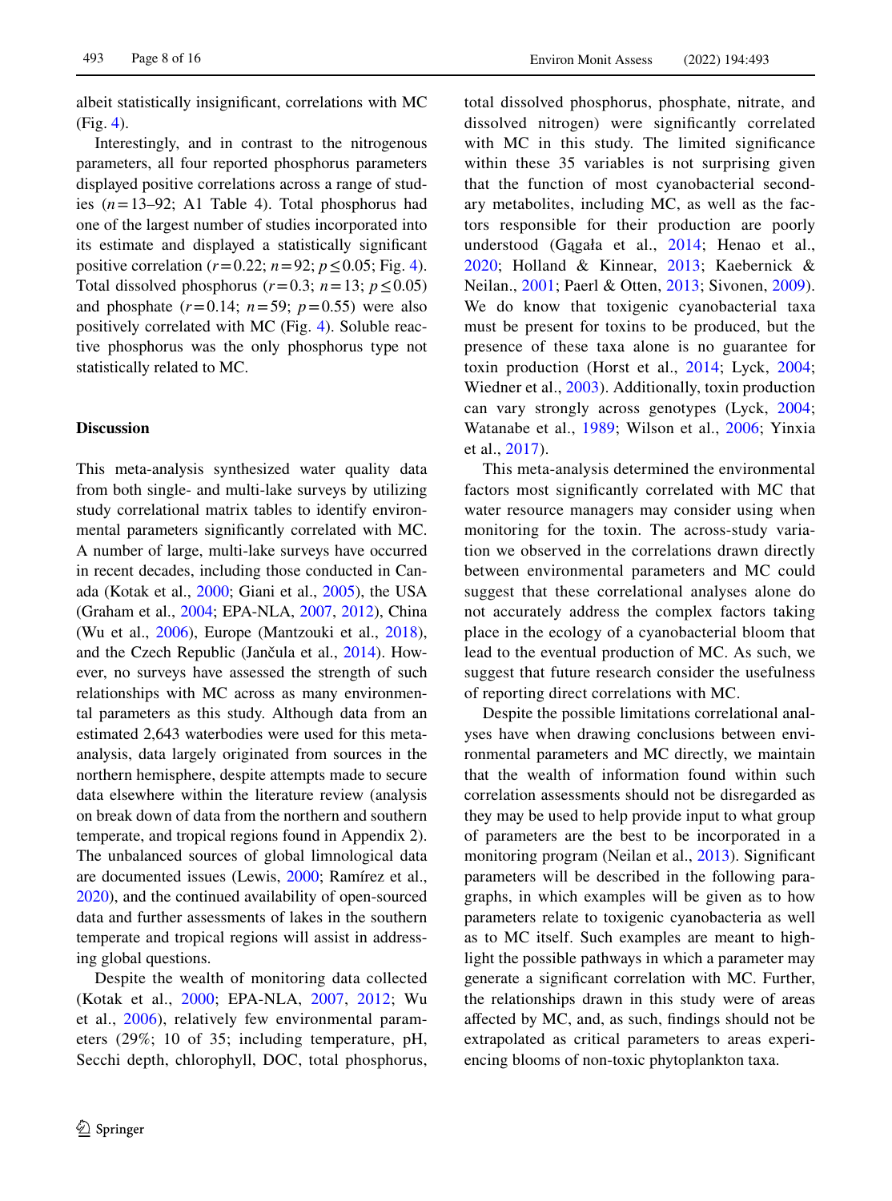albeit statistically insignificant, correlations with MC (Fig. 4).

Interestingly, and in contrast to the nitrogenous parameters, all four reported phosphorus parameters displayed positive correlations across a range of studies ($n = 13$–$92$; A1 Table 4). Total phosphorus had one of the largest number of studies incorporated into its estimate and displayed a statistically significant positive correlation ($r = 0.22$; $n = 92$; $p \leq 0.05$; Fig. 4). Total dissolved phosphorus ($r = 0.3$; $n = 13$; $p \leq 0.05$) and phosphate ($r = 0.14$; $n = 59$; $p = 0.55$) were also positively correlated with MC (Fig. 4). Soluble reactive phosphorus was the only phosphorus type not statistically related to MC.

## Discussion

This meta-analysis synthesized water quality data from both single- and multi-lake surveys by utilizing study correlational matrix tables to identify environmental parameters significantly correlated with MC. A number of large, multi-lake surveys have occurred in recent decades, including those conducted in Canada (Kotak et al., 2000; Giani et al., 2005), the USA (Graham et al., 2004; EPA-NLA, 2007, 2012), China (Wu et al., 2006), Europe (Mantzouki et al., 2018), and the Czech Republic (Jančula et al., 2014). However, no surveys have assessed the strength of such relationships with MC across as many environmental parameters as this study. Although data from an estimated 2,643 waterbodies were used for this meta-analysis, data largely originated from sources in the northern hemisphere, despite attempts made to secure data elsewhere within the literature review (analysis on break down of data from the northern and southern temperate, and tropical regions found in Appendix 2). The unbalanced sources of global limnological data are documented issues (Lewis, 2000; Ramírez et al., 2020), and the continued availability of open-sourced data and further assessments of lakes in the southern temperate and tropical regions will assist in addressing global questions.

Despite the wealth of monitoring data collected (Kotak et al., 2000; EPA-NLA, 2007, 2012; Wu et al., 2006), relatively few environmental parameters (29%; 10 of 35; including temperature, pH, Secchi depth, chlorophyll, DOC, total phosphorus, total dissolved phosphorus, phosphate, nitrate, and dissolved nitrogen) were significantly correlated with MC in this study. The limited significance within these 35 variables is not surprising given that the function of most cyanobacterial secondary metabolites, including MC, as well as the factors responsible for their production are poorly understood (Gągała et al., 2014; Henao et al., 2020; Holland & Kinnear, 2013; Kaebernick & Neilan., 2001; Paerl & Otten, 2013; Sivonen, 2009). We do know that toxigenic cyanobacterial taxa must be present for toxins to be produced, but the presence of these taxa alone is no guarantee for toxin production (Horst et al., 2014; Lyck, 2004; Wiedner et al., 2003). Additionally, toxin production can vary strongly across genotypes (Lyck, 2004; Watanabe et al., 1989; Wilson et al., 2006; Yinxia et al., 2017).

This meta-analysis determined the environmental factors most significantly correlated with MC that water resource managers may consider using when monitoring for the toxin. The across-study variation we observed in the correlations drawn directly between environmental parameters and MC could suggest that these correlational analyses alone do not accurately address the complex factors taking place in the ecology of a cyanobacterial bloom that lead to the eventual production of MC. As such, we suggest that future research consider the usefulness of reporting direct correlations with MC.

Despite the possible limitations correlational analyses have when drawing conclusions between environmental parameters and MC directly, we maintain that the wealth of information found within such correlation assessments should not be disregarded as they may be used to help provide input to what group of parameters are the best to be incorporated in a monitoring program (Neilan et al., 2013). Significant parameters will be described in the following paragraphs, in which examples will be given as to how parameters relate to toxigenic cyanobacteria as well as to MC itself. Such examples are meant to highlight the possible pathways in which a parameter may generate a significant correlation with MC. Further, the relationships drawn in this study were of areas affected by MC, and, as such, findings should not be extrapolated as critical parameters to areas experiencing blooms of non-toxic phytoplankton taxa.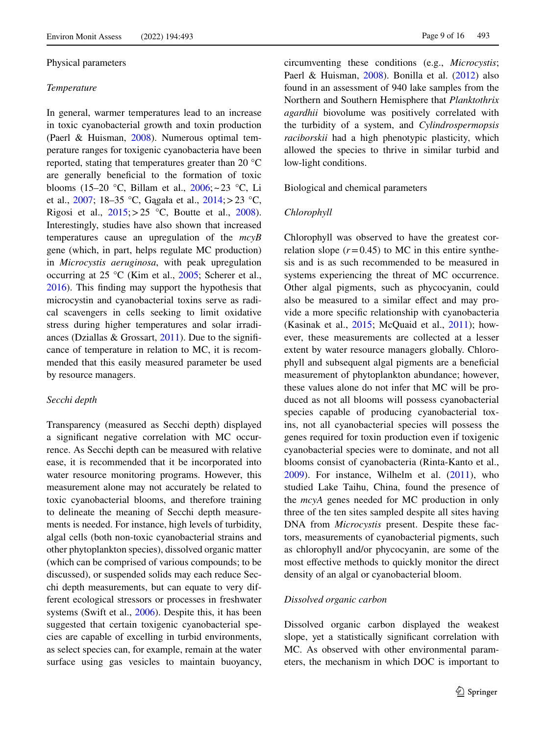### Physical parameters

#### *Temperature*

In general, warmer temperatures lead to an increase in toxic cyanobacterial growth and toxin production (Paerl & Huisman, 2008). Numerous optimal temperature ranges for toxigenic cyanobacteria have been reported, stating that temperatures greater than 20 °C are generally beneficial to the formation of toxic blooms (15–20 °C, Billam et al., 2006; ~ 23 °C, Li et al., 2007; 18–35 °C, Gągała et al., 2014; > 23 °C, Rigosi et al., 2015; > 25 °C, Boutte et al., 2008). Interestingly, studies have also shown that increased temperatures cause an upregulation of the *mcyB* gene (which, in part, helps regulate MC production) in *Microcystis aeruginosa*, with peak upregulation occurring at 25 °C (Kim et al., 2005; Scherer et al., 2016). This finding may support the hypothesis that microcystin and cyanobacterial toxins serve as radical scavengers in cells seeking to limit oxidative stress during higher temperatures and solar irradiances (Dziallas & Grossart, 2011). Due to the significance of temperature in relation to MC, it is recommended that this easily measured parameter be used by resource managers.

#### *Secchi depth*

Transparency (measured as Secchi depth) displayed a significant negative correlation with MC occurrence. As Secchi depth can be measured with relative ease, it is recommended that it be incorporated into water resource monitoring programs. However, this measurement alone may not accurately be related to toxic cyanobacterial blooms, and therefore training to delineate the meaning of Secchi depth measurements is needed. For instance, high levels of turbidity, algal cells (both non-toxic cyanobacterial strains and other phytoplankton species), dissolved organic matter (which can be comprised of various compounds; to be discussed), or suspended solids may each reduce Secchi depth measurements, but can equate to very different ecological stressors or processes in freshwater systems (Swift et al., 2006). Despite this, it has been suggested that certain toxigenic cyanobacterial species are capable of excelling in turbid environments, as select species can, for example, remain at the water surface using gas vesicles to maintain buoyancy, circumventing these conditions (e.g., *Microcystis*; Paerl & Huisman, 2008). Bonilla et al. (2012) also found in an assessment of 940 lake samples from the Northern and Southern Hemisphere that *Planktothrix agardhii* biovolume was positively correlated with the turbidity of a system, and *Cylindrospermopsis raciborskii* had a high phenotypic plasticity, which allowed the species to thrive in similar turbid and low-light conditions.

### Biological and chemical parameters

#### *Chlorophyll*

Chlorophyll was observed to have the greatest correlation slope ($r = 0.45$) to MC in this entire synthesis and is as such recommended to be measured in systems experiencing the threat of MC occurrence. Other algal pigments, such as phycocyanin, could also be measured to a similar effect and may provide a more specific relationship with cyanobacteria (Kasinak et al., 2015; McQuaid et al., 2011); however, these measurements are collected at a lesser extent by water resource managers globally. Chlorophyll and subsequent algal pigments are a beneficial measurement of phytoplankton abundance; however, these values alone do not infer that MC will be produced as not all blooms will possess cyanobacterial species capable of producing cyanobacterial toxins, not all cyanobacterial species will possess the genes required for toxin production even if toxigenic cyanobacterial species were to dominate, and not all blooms consist of cyanobacteria (Rinta-Kanto et al., 2009). For instance, Wilhelm et al. (2011), who studied Lake Taihu, China, found the presence of the *mcyA* genes needed for MC production in only three of the ten sites sampled despite all sites having DNA from *Microcystis* present. Despite these factors, measurements of cyanobacterial pigments, such as chlorophyll and/or phycocyanin, are some of the most effective methods to quickly monitor the direct density of an algal or cyanobacterial bloom.

#### *Dissolved organic carbon*

Dissolved organic carbon displayed the weakest slope, yet a statistically significant correlation with MC. As observed with other environmental parameters, the mechanism in which DOC is important to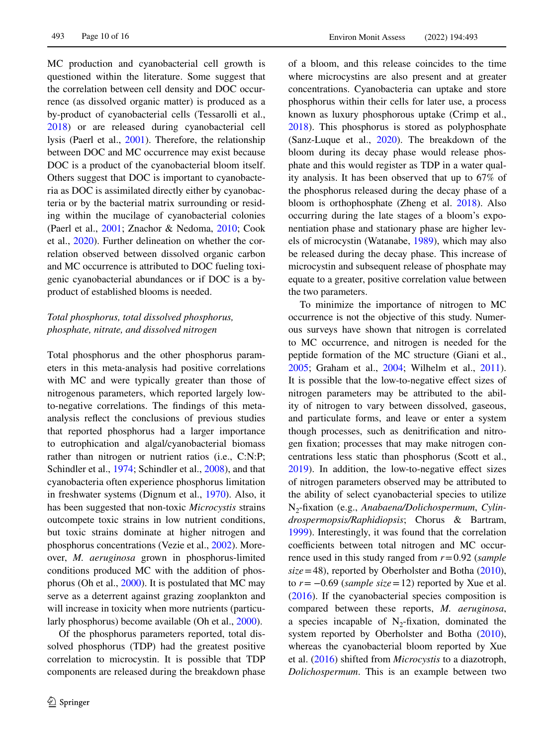MC production and cyanobacterial cell growth is questioned within the literature. Some suggest that the correlation between cell density and DOC occurrence (as dissolved organic matter) is produced as a by-product of cyanobacterial cells (Tessarolli et al., 2018) or are released during cyanobacterial cell lysis (Paerl et al., 2001). Therefore, the relationship between DOC and MC occurrence may exist because DOC is a product of the cyanobacterial bloom itself. Others suggest that DOC is important to cyanobacteria as DOC is assimilated directly either by cyanobacteria or by the bacterial matrix surrounding or residing within the mucilage of cyanobacterial colonies (Paerl et al., 2001; Znachor & Nedoma, 2010; Cook et al., 2020). Further delineation on whether the correlation observed between dissolved organic carbon and MC occurrence is attributed to DOC fueling toxigenic cyanobacterial abundances or if DOC is a by-product of established blooms is needed.

*Total phosphorus, total dissolved phosphorus, phosphate, nitrate, and dissolved nitrogen*

Total phosphorus and the other phosphorus parameters in this meta-analysis had positive correlations with MC and were typically greater than those of nitrogenous parameters, which reported largely low-to-negative correlations. The findings of this meta-analysis reflect the conclusions of previous studies that reported phosphorus had a larger importance to eutrophication and algal/cyanobacterial biomass rather than nitrogen or nutrient ratios (i.e., C:N:P; Schindler et al., 1974; Schindler et al., 2008), and that cyanobacteria often experience phosphorus limitation in freshwater systems (Dignum et al., 1970). Also, it has been suggested that non-toxic *Microcystis* strains outcompete toxic strains in low nutrient conditions, but toxic strains dominate at higher nitrogen and phosphorus concentrations (Vezie et al., 2002). Moreover, *M. aeruginosa* grown in phosphorus-limited conditions produced MC with the addition of phosphorus (Oh et al., 2000). It is postulated that MC may serve as a deterrent against grazing zooplankton and will increase in toxicity when more nutrients (particularly phosphorus) become available (Oh et al., 2000).

Of the phosphorus parameters reported, total dissolved phosphorus (TDP) had the greatest positive correlation to microcystin. It is possible that TDP components are released during the breakdown phase of a bloom, and this release coincides to the time where microcystins are also present and at greater concentrations. Cyanobacteria can uptake and store phosphorus within their cells for later use, a process known as luxury phosphorous uptake (Crimp et al., 2018). This phosphorus is stored as polyphosphate (Sanz-Luque et al., 2020). The breakdown of the bloom during its decay phase would release phosphate and this would register as TDP in a water quality analysis. It has been observed that up to 67% of the phosphorus released during the decay phase of a bloom is orthophosphate (Zheng et al. 2018). Also occurring during the late stages of a bloom's exponentiation phase and stationary phase are higher levels of microcystin (Watanabe, 1989), which may also be released during the decay phase. This increase of microcystin and subsequent release of phosphate may equate to a greater, positive correlation value between the two parameters.

To minimize the importance of nitrogen to MC occurrence is not the objective of this study. Numerous surveys have shown that nitrogen is correlated to MC occurrence, and nitrogen is needed for the peptide formation of the MC structure (Giani et al., 2005; Graham et al., 2004; Wilhelm et al., 2011). It is possible that the low-to-negative effect sizes of nitrogen parameters may be attributed to the ability of nitrogen to vary between dissolved, gaseous, and particulate forms, and leave or enter a system though processes, such as denitrification and nitrogen fixation; processes that may make nitrogen concentrations less static than phosphorus (Scott et al., 2019). In addition, the low-to-negative effect sizes of nitrogen parameters observed may be attributed to the ability of select cyanobacterial species to utilize $N_2$-fixation (e.g., *Anabaena/Dolichospermum*, *Cylindrospermopsis/Raphidiopsis*; Chorus & Bartram, 1999). Interestingly, it was found that the correlation coefficients between total nitrogen and MC occurrence used in this study ranged from $r = 0.92$ (*sample size* = 48), reported by Oberholster and Botha (2010), to $r = -0.69$ (*sample size* = 12) reported by Xue et al. (2016). If the cyanobacterial species composition is compared between these reports, *M. aeruginosa*, a species incapable of $N_2$-fixation, dominated the system reported by Oberholster and Botha (2010), whereas the cyanobacterial bloom reported by Xue et al. (2016) shifted from *Microcystis* to a diazotroph, *Dolichospermum*. This is an example between two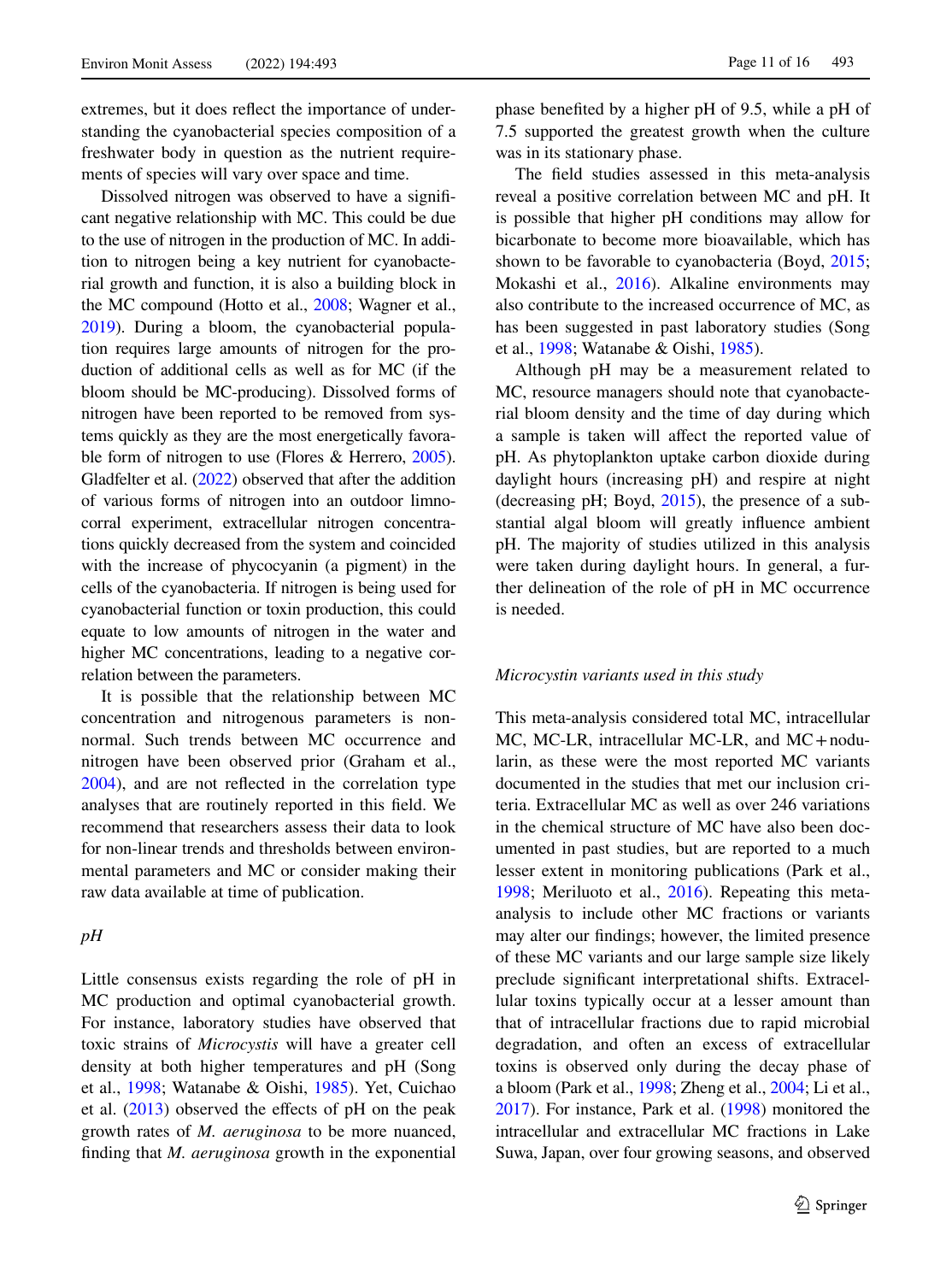extremes, but it does reflect the importance of understanding the cyanobacterial species composition of a freshwater body in question as the nutrient requirements of species will vary over space and time.

Dissolved nitrogen was observed to have a significant negative relationship with MC. This could be due to the use of nitrogen in the production of MC. In addition to nitrogen being a key nutrient for cyanobacterial growth and function, it is also a building block in the MC compound (Hotto et al., 2008; Wagner et al., 2019). During a bloom, the cyanobacterial population requires large amounts of nitrogen for the production of additional cells as well as for MC (if the bloom should be MC-producing). Dissolved forms of nitrogen have been reported to be removed from systems quickly as they are the most energetically favorable form of nitrogen to use (Flores & Herrero, 2005). Gladfelter et al. (2022) observed that after the addition of various forms of nitrogen into an outdoor limnocorral experiment, extracellular nitrogen concentrations quickly decreased from the system and coincided with the increase of phycocyanin (a pigment) in the cells of the cyanobacteria. If nitrogen is being used for cyanobacterial function or toxin production, this could equate to low amounts of nitrogen in the water and higher MC concentrations, leading to a negative correlation between the parameters.

It is possible that the relationship between MC concentration and nitrogenous parameters is non-normal. Such trends between MC occurrence and nitrogen have been observed prior (Graham et al., 2004), and are not reflected in the correlation type analyses that are routinely reported in this field. We recommend that researchers assess their data to look for non-linear trends and thresholds between environmental parameters and MC or consider making their raw data available at time of publication.

*pH*

Little consensus exists regarding the role of pH in MC production and optimal cyanobacterial growth. For instance, laboratory studies have observed that toxic strains of *Microcystis* will have a greater cell density at both higher temperatures and pH (Song et al., 1998; Watanabe & Oishi, 1985). Yet, Cuichao et al. (2013) observed the effects of pH on the peak growth rates of *M. aeruginosa* to be more nuanced, finding that *M. aeruginosa* growth in the exponential phase benefited by a higher pH of 9.5, while a pH of 7.5 supported the greatest growth when the culture was in its stationary phase.

The field studies assessed in this meta-analysis reveal a positive correlation between MC and pH. It is possible that higher pH conditions may allow for bicarbonate to become more bioavailable, which has shown to be favorable to cyanobacteria (Boyd, 2015; Mokashi et al., 2016). Alkaline environments may also contribute to the increased occurrence of MC, as has been suggested in past laboratory studies (Song et al., 1998; Watanabe & Oishi, 1985).

Although pH may be a measurement related to MC, resource managers should note that cyanobacterial bloom density and the time of day during which a sample is taken will affect the reported value of pH. As phytoplankton uptake carbon dioxide during daylight hours (increasing pH) and respire at night (decreasing pH; Boyd, 2015), the presence of a substantial algal bloom will greatly influence ambient pH. The majority of studies utilized in this analysis were taken during daylight hours. In general, a further delineation of the role of pH in MC occurrence is needed.

*Microcystin variants used in this study*

This meta-analysis considered total MC, intracellular MC, MC-LR, intracellular MC-LR, and MC + nodularin, as these were the most reported MC variants documented in the studies that met our inclusion criteria. Extracellular MC as well as over 246 variations in the chemical structure of MC have also been documented in past studies, but are reported to a much lesser extent in monitoring publications (Park et al., 1998; Meriluoto et al., 2016). Repeating this meta-analysis to include other MC fractions or variants may alter our findings; however, the limited presence of these MC variants and our large sample size likely preclude significant interpretational shifts. Extracellular toxins typically occur at a lesser amount than that of intracellular fractions due to rapid microbial degradation, and often an excess of extracellular toxins is observed only during the decay phase of a bloom (Park et al., 1998; Zheng et al., 2004; Li et al., 2017). For instance, Park et al. (1998) monitored the intracellular and extracellular MC fractions in Lake Suwa, Japan, over four growing seasons, and observed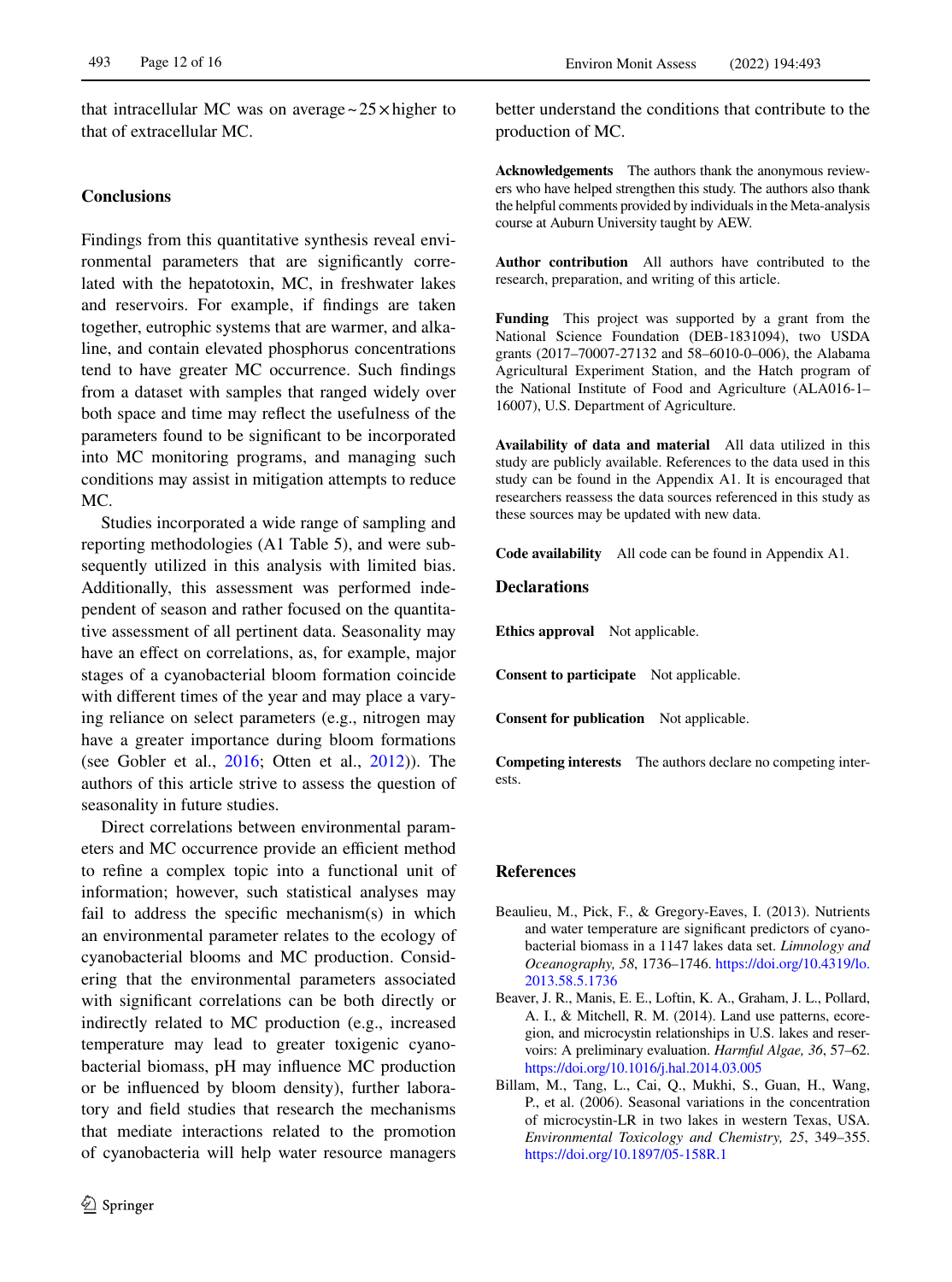that intracellular MC was on average ~25× higher to that of extracellular MC.

## Conclusions

Findings from this quantitative synthesis reveal environmental parameters that are significantly correlated with the hepatotoxin, MC, in freshwater lakes and reservoirs. For example, if findings are taken together, eutrophic systems that are warmer, and alkaline, and contain elevated phosphorus concentrations tend to have greater MC occurrence. Such findings from a dataset with samples that ranged widely over both space and time may reflect the usefulness of the parameters found to be significant to be incorporated into MC monitoring programs, and managing such conditions may assist in mitigation attempts to reduce MC.

Studies incorporated a wide range of sampling and reporting methodologies (A1 Table 5), and were subsequently utilized in this analysis with limited bias. Additionally, this assessment was performed independent of season and rather focused on the quantitative assessment of all pertinent data. Seasonality may have an effect on correlations, as, for example, major stages of a cyanobacterial bloom formation coincide with different times of the year and may place a varying reliance on select parameters (e.g., nitrogen may have a greater importance during bloom formations (see Gobler et al., 2016; Otten et al., 2012)). The authors of this article strive to assess the question of seasonality in future studies.

Direct correlations between environmental parameters and MC occurrence provide an efficient method to refine a complex topic into a functional unit of information; however, such statistical analyses may fail to address the specific mechanism(s) in which an environmental parameter relates to the ecology of cyanobacterial blooms and MC production. Considering that the environmental parameters associated with significant correlations can be both directly or indirectly related to MC production (e.g., increased temperature may lead to greater toxigenic cyanobacterial biomass, pH may influence MC production or be influenced by bloom density), further laboratory and field studies that research the mechanisms that mediate interactions related to the promotion of cyanobacteria will help water resource managers better understand the conditions that contribute to the production of MC.

**Acknowledgements** The authors thank the anonymous reviewers who have helped strengthen this study. The authors also thank the helpful comments provided by individuals in the Meta-analysis course at Auburn University taught by AEW.

**Author contribution** All authors have contributed to the research, preparation, and writing of this article.

**Funding** This project was supported by a grant from the National Science Foundation (DEB-1831094), two USDA grants (2017–70007-27132 and 58–6010-0–006), the Alabama Agricultural Experiment Station, and the Hatch program of the National Institute of Food and Agriculture (ALA016-1–16007), U.S. Department of Agriculture.

**Availability of data and material** All data utilized in this study are publicly available. References to the data used in this study can be found in the Appendix A1. It is encouraged that researchers reassess the data sources referenced in this study as these sources may be updated with new data.

**Code availability** All code can be found in Appendix A1.

## Declarations

**Ethics approval** Not applicable.

**Consent to participate** Not applicable.

**Consent for publication** Not applicable.

**Competing interests** The authors declare no competing interests.

## References

Beaulieu, M., Pick, F., & Gregory-Eaves, I. (2013). Nutrients and water temperature are significant predictors of cyanobacterial biomass in a 1147 lakes data set. *Limnology and Oceanography, 58*, 1736–1746. https://doi.org/10.4319/lo.2013.58.5.1736

Beaver, J. R., Manis, E. E., Loftin, K. A., Graham, J. L., Pollard, A. I., & Mitchell, R. M. (2014). Land use patterns, ecoregion, and microcystin relationships in U.S. lakes and reservoirs: A preliminary evaluation. *Harmful Algae, 36*, 57–62. https://doi.org/10.1016/j.hal.2014.03.005

Billam, M., Tang, L., Cai, Q., Mukhi, S., Guan, H., Wang, P., et al. (2006). Seasonal variations in the concentration of microcystin-LR in two lakes in western Texas, USA. *Environmental Toxicology and Chemistry, 25*, 349–355. https://doi.org/10.1897/05-158R.1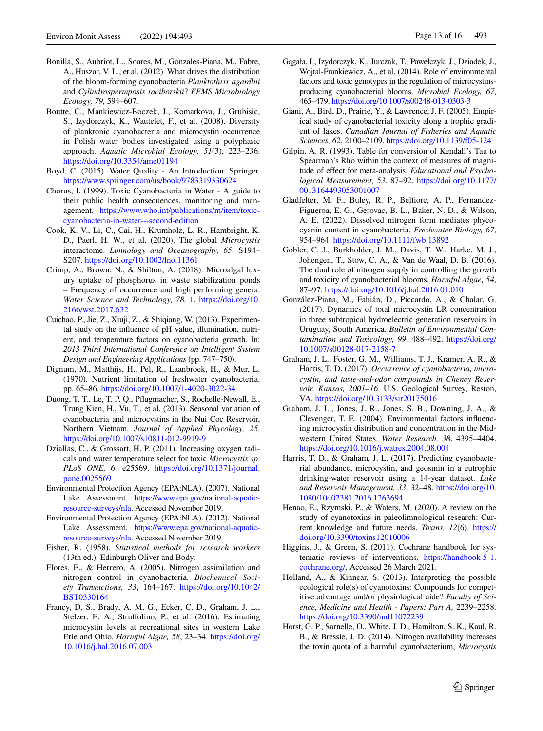Bonilla, S., Aubriot, L., Soares, M., Gonzales-Piana, M., Fabre, A., Huszar, V. L., et al. (2012). What drives the distribution of the bloom-forming cyanobacteria *Planktothrix agardhii* and *Cylindrospermopsis raciborskii*? *FEMS Microbiology Ecology, 79,* 594–607.

Boutte, C., Mankiewicz-Boczek, J., Komarkova, J., Grubisic, S., Izydorczyk, K., Wautelet, F., et al. (2008). Diversity of planktonic cyanobacteria and microcystin occurrence in Polish water bodies investigated using a polyphasic approach. *Aquatic Microbial Ecology, 51*(3), 223–236. https://doi.org/10.3354/ame01194

Boyd, C. (2015). Water Quality - An Introduction. Springer. https://www.springer.com/us/book/9783319330624

Chorus, I. (1999). Toxic Cyanobacteria in Water - A guide to their public health consequences, monitoring and management. https://www.who.int/publications/m/item/toxic-cyanobacteria-in-water---second-edition

Cook, K. V., Li, C., Cai, H., Krumholz, L. R., Hambright, K. D., Paerl, H. W., et al. (2020). The global *Microcystis* interactome. *Limnology and Oceanography, 65*, S194–S207. https://doi.org/10.1002/lno.11361

Crimp, A., Brown, N., & Shilton, A. (2018). Microalgal luxury uptake of phosphorus in waste stabilization ponds – Frequency of occurrence and high performing genera. *Water Science and Technology, 78,* 1. https://doi.org/10.2166/wst.2017.632

Cuichao, P., Jie, Z., Xiuji, Z., & Shiqiang, W. (2013). Experimental study on the influence of pH value, illumination, nutrient, and temperature factors on cyanobacteria growth. In: *2013 Third International Conference on Intelligent System Design and Engineering Applications* (pp. 747–750).

Dignum, M., Matthijs, H., Pel, R., Laanbroek, H., & Mur, L. (1970). Nutrient limitation of freshwater cyanobacteria. pp. 65–86. https://doi.org/10.1007/1-4020-3022-34

Duong, T. T., Le, T. P. Q., Pflugmacher, S., Rochelle-Newall, E., Trung Kien, H., Vu, T., et al. (2013). Seasonal variation of cyanobacteria and microcystins in the Nui Coc Reservoir, Northern Vietnam. *Journal of Applied Phycology, 25*. https://doi.org/10.1007/s10811-012-9919-9

Dziallas, C., & Grossart, H. P. (2011). Increasing oxygen radicals and water temperature select for toxic *Microcystis sp*. *PLoS ONE, 6*, e25569. https://doi.org/10.1371/journal.pone.0025569

Environmental Protection Agency (EPA:NLA). (2007). National Lake Assessment. https://www.epa.gov/national-aquatic-resource-surveys/nla. Accessed November 2019.

Environmental Protection Agency (EPA:NLA). (2012). National Lake Assessment. https://www.epa.gov/national-aquatic-resource-surveys/nla. Accessed November 2019.

Fisher, R. (1958). *Statistical methods for research workers* (13th ed.). Edinburgh Oliver and Body.

Flores, E., & Herrero, A. (2005). Nitrogen assimilation and nitrogen control in cyanobacteria. *Biochemical Society Transactions, 33*, 164–167. https://doi.org/10.1042/BST0330164

Francy, D. S., Brady, A. M. G., Ecker, C. D., Graham, J. L., Stelzer, E. A., Struffolino, P., et al. (2016). Estimating microcystin levels at recreational sites in western Lake Erie and Ohio. *Harmful Algae, 58*, 23–34. https://doi.org/10.1016/j.hal.2016.07.003

Gągała, I., Izydorczyk, K., Jurczak, T., Pawełczyk, J., Dziadek, J., Wojtal-Frankiewicz, A., et al. (2014). Role of environmental factors and toxic genotypes in the regulation of microcystins-producing cyanobacterial blooms. *Microbial Ecology, 67*, 465–479. https://doi.org/10.1007/s00248-013-0303-3

Giani, A., Bird, D., Prairie, Y., & Lawrence, J. F. (2005). Empirical study of cyanobacterial toxicity along a trophic gradient of lakes. *Canadian Journal of Fisheries and Aquatic Sciences, 62*, 2100–2109. https://doi.org/10.1139/f05-124

Gilpin, A. R. (1993). Table for conversion of Kendall's Tau to Spearman's Rho within the context of measures of magnitude of effect for meta-analysis. *Educational and Psychological Measurement, 53*, 87–92. https://doi.org/10.1177/0013164493053001007

Gladfelter, M. F., Buley, R. P., Belfiore, A. P., Fernandez-Figueroa, E. G., Gerovac, B. L., Baker, N. D., & Wilson, A. E. (2022). Dissolved nitrogen form mediates phycocyanin content in cyanobacteria. *Freshwater Biology, 67*, 954–964. https://doi.org/10.1111/fwb.13892

Gobler, C. J., Burkholder, J. M., Davis, T. W., Harke, M. J., Johengen, T., Stow, C. A., & Van de Waal, D. B. (2016). The dual role of nitrogen supply in controlling the growth and toxicity of cyanobacterial blooms. *Harmful Algae, 54*, 87–97. https://doi.org/10.1016/j.hal.2016.01.010

González-Piana, M., Fabián, D., Piccardo, A., & Chalar, G. (2017). Dynamics of total microcystin LR concentration in three subtropical hydroelectric generation reservoirs in Uruguay, South America. *Bulletin of Environmental Contamination and Toxicology, 99*, 488–492. https://doi.org/10.1007/s00128-017-2158-7

Graham, J. L., Foster, G. M., Williams, T. J., Kramer, A. R., & Harris, T. D. (2017). *Occurrence of cyanobacteria, microcystin, and taste-and-odor compounds in Cheney Reservoir, Kansas, 2001–16*. U.S. Geological Survey, Reston, VA. https://doi.org/10.3133/sir20175016

Graham, J. L., Jones, J. R., Jones, S. B., Downing, J. A., & Clevenger, T. E. (2004). Environmental factors influencing microcystin distribution and concentration in the Midwestern United States. *Water Research, 38*, 4395–4404. https://doi.org/10.1016/j.watres.2004.08.004

Harris, T. D., & Graham, J. L. (2017). Predicting cyanobacterial abundance, microcystin, and geosmin in a eutrophic drinking-water reservoir using a 14-year dataset. *Lake and Reservoir Management, 33*, 32–48. https://doi.org/10.1080/10402381.2016.1263694

Henao, E., Rzymski, P., & Waters, M. (2020). A review on the study of cyanotoxins in paleolimnological research: Current knowledge and future needs. *Toxins, 12*(6). https://doi.org/10.3390/toxins12010006

Higgins, J., & Green, S. (2011). Cochrane handbook for systematic reviews of interventions. https://handbook-5-1.cochrane.org/. Accessed 26 March 2021.

Holland, A., & Kinnear, S. (2013). Interpreting the possible ecological role(s) of cyanotoxins: Compounds for competitive advantage and/or physiological aide? *Faculty of Science, Medicine and Health - Papers: Part A,* 2239–2258. https://doi.org/10.3390/md11072239

Horst, G. P., Sarnelle, O., White, J. D., Hamilton, S. K., Kaul, R. B., & Bressie, J. D. (2014). Nitrogen availability increases the toxin quota of a harmful cyanobacterium, *Microcystis*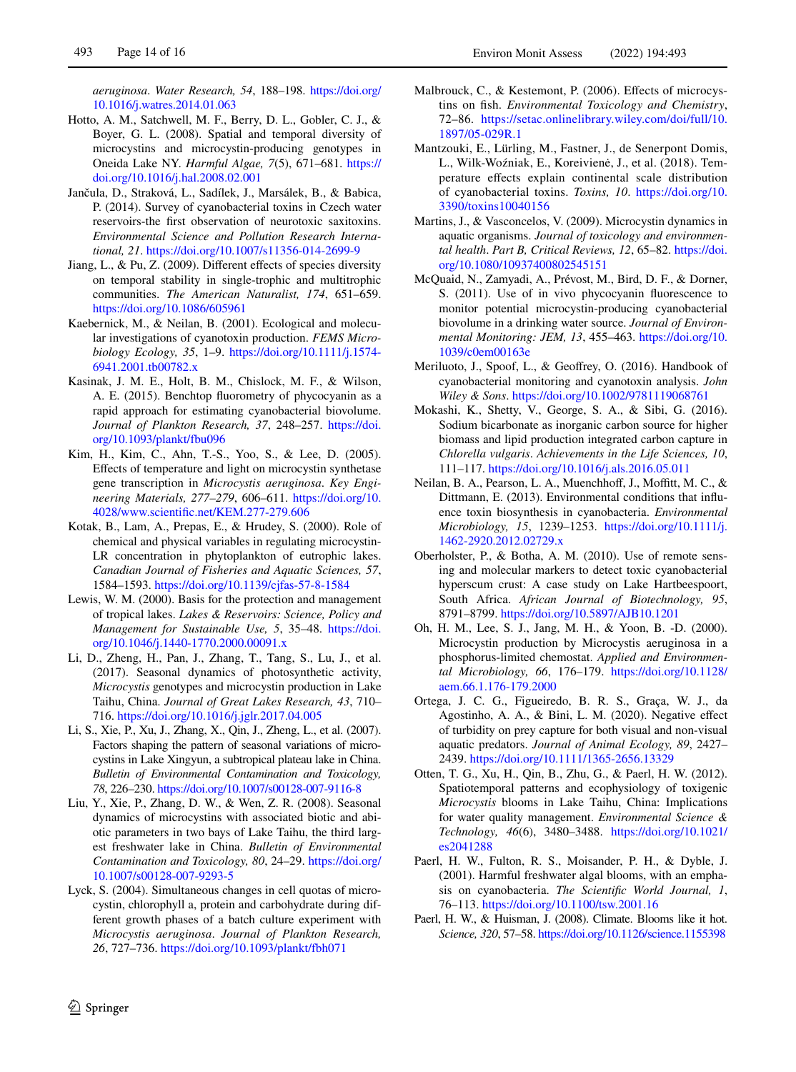*aeruginosa*. *Water Research, 54*, 188–198. https://doi.org/10.1016/j.watres.2014.01.063

Hotto, A. M., Satchwell, M. F., Berry, D. L., Gobler, C. J., & Boyer, G. L. (2008). Spatial and temporal diversity of microcystins and microcystin-producing genotypes in Oneida Lake NY. *Harmful Algae, 7*(5), 671–681. https://doi.org/10.1016/j.hal.2008.02.001

Jančula, D., Straková, L., Sadílek, J., Marsálek, B., & Babica, P. (2014). Survey of cyanobacterial toxins in Czech water reservoirs-the first observation of neurotoxic saxitoxins. *Environmental Science and Pollution Research International, 21*. https://doi.org/10.1007/s11356-014-2699-9

Jiang, L., & Pu, Z. (2009). Different effects of species diversity on temporal stability in single-trophic and multitrophic communities. *The American Naturalist, 174*, 651–659. https://doi.org/10.1086/605961

Kaebernick, M., & Neilan, B. (2001). Ecological and molecular investigations of cyanotoxin production. *FEMS Microbiology Ecology, 35*, 1–9. https://doi.org/10.1111/j.1574-6941.2001.tb00782.x

Kasinak, J. M. E., Holt, B. M., Chislock, M. F., & Wilson, A. E. (2015). Benchtop fluorometry of phycocyanin as a rapid approach for estimating cyanobacterial biovolume. *Journal of Plankton Research, 37*, 248–257. https://doi.org/10.1093/plankt/fbu096

Kim, H., Kim, C., Ahn, T.-S., Yoo, S., & Lee, D. (2005). Effects of temperature and light on microcystin synthetase gene transcription in *Microcystis aeruginosa*. *Key Engineering Materials, 277–279*, 606–611. https://doi.org/10.4028/www.scientific.net/KEM.277-279.606

Kotak, B., Lam, A., Prepas, E., & Hrudey, S. (2000). Role of chemical and physical variables in regulating microcystin-LR concentration in phytoplankton of eutrophic lakes. *Canadian Journal of Fisheries and Aquatic Sciences, 57*, 1584–1593. https://doi.org/10.1139/cjfas-57-8-1584

Lewis, W. M. (2000). Basis for the protection and management of tropical lakes. *Lakes & Reservoirs: Science, Policy and Management for Sustainable Use, 5*, 35–48. https://doi.org/10.1046/j.1440-1770.2000.00091.x

Li, D., Zheng, H., Pan, J., Zhang, T., Tang, S., Lu, J., et al. (2017). Seasonal dynamics of photosynthetic activity, *Microcystis* genotypes and microcystin production in Lake Taihu, China. *Journal of Great Lakes Research, 43*, 710–716. https://doi.org/10.1016/j.jglr.2017.04.005

Li, S., Xie, P., Xu, J., Zhang, X., Qin, J., Zheng, L., et al. (2007). Factors shaping the pattern of seasonal variations of microcystins in Lake Xingyun, a subtropical plateau lake in China. *Bulletin of Environmental Contamination and Toxicology, 78*, 226–230. https://doi.org/10.1007/s00128-007-9116-8

Liu, Y., Xie, P., Zhang, D. W., & Wen, Z. R. (2008). Seasonal dynamics of microcystins with associated biotic and abiotic parameters in two bays of Lake Taihu, the third largest freshwater lake in China. *Bulletin of Environmental Contamination and Toxicology, 80*, 24–29. https://doi.org/10.1007/s00128-007-9293-5

Lyck, S. (2004). Simultaneous changes in cell quotas of microcystin, chlorophyll a, protein and carbohydrate during different growth phases of a batch culture experiment with *Microcystis aeruginosa*. *Journal of Plankton Research, 26*, 727–736. https://doi.org/10.1093/plankt/fbh071

Malbrouck, C., & Kestemont, P. (2006). Effects of microcystins on fish. *Environmental Toxicology and Chemistry*, 72–86. https://setac.onlinelibrary.wiley.com/doi/full/10.1897/05-029R.1

Mantzouki, E., Lürling, M., Fastner, J., de Senerpont Domis, L., Wilk-Woźniak, E., Koreivienė, J., et al. (2018). Temperature effects explain continental scale distribution of cyanobacterial toxins. *Toxins, 10*. https://doi.org/10.3390/toxins10040156

Martins, J., & Vasconcelos, V. (2009). Microcystin dynamics in aquatic organisms. *Journal of toxicology and environmental health. Part B, Critical Reviews, 12*, 65–82. https://doi.org/10.1080/10937400802545151

McQuaid, N., Zamyadi, A., Prévost, M., Bird, D. F., & Dorner, S. (2011). Use of in vivo phycocyanin fluorescence to monitor potential microcystin-producing cyanobacterial biovolume in a drinking water source. *Journal of Environmental Monitoring: JEM, 13*, 455–463. https://doi.org/10.1039/c0em00163e

Meriluoto, J., Spoof, L., & Geoffrey, O. (2016). Handbook of cyanobacterial monitoring and cyanotoxin analysis. *John Wiley & Sons*. https://doi.org/10.1002/9781119068761

Mokashi, K., Shetty, V., George, S. A., & Sibi, G. (2016). Sodium bicarbonate as inorganic carbon source for higher biomass and lipid production integrated carbon capture in *Chlorella vulgaris*. *Achievements in the Life Sciences, 10*, 111–117. https://doi.org/10.1016/j.als.2016.05.011

Neilan, B. A., Pearson, L. A., Muenchhoff, J., Moffitt, M. C., & Dittmann, E. (2013). Environmental conditions that influence toxin biosynthesis in cyanobacteria. *Environmental Microbiology, 15*, 1239–1253. https://doi.org/10.1111/j.1462-2920.2012.02729.x

Oberholster, P., & Botha, A. M. (2010). Use of remote sensing and molecular markers to detect toxic cyanobacterial hyperscum crust: A case study on Lake Hartbeespoort, South Africa. *African Journal of Biotechnology, 95*, 8791–8799. https://doi.org/10.5897/AJB10.1201

Oh, H. M., Lee, S. J., Jang, M. H., & Yoon, B. -D. (2000). Microcystin production by Microcystis aeruginosa in a phosphorus-limited chemostat. *Applied and Environmental Microbiology, 66*, 176–179. https://doi.org/10.1128/aem.66.1.176-179.2000

Ortega, J. C. G., Figueiredo, B. R. S., Graça, W. J., da Agostinho, A. A., & Bini, L. M. (2020). Negative effect of turbidity on prey capture for both visual and non-visual aquatic predators. *Journal of Animal Ecology, 89*, 2427–2439. https://doi.org/10.1111/1365-2656.13329

Otten, T. G., Xu, H., Qin, B., Zhu, G., & Paerl, H. W. (2012). Spatiotemporal patterns and ecophysiology of toxigenic *Microcystis* blooms in Lake Taihu, China: Implications for water quality management. *Environmental Science & Technology, 46*(6), 3480–3488. https://doi.org/10.1021/es2041288

Paerl, H. W., Fulton, R. S., Moisander, P. H., & Dyble, J. (2001). Harmful freshwater algal blooms, with an emphasis on cyanobacteria. *The Scientific World Journal, 1*, 76–113. https://doi.org/10.1100/tsw.2001.16

Paerl, H. W., & Huisman, J. (2008). Climate. Blooms like it hot. *Science, 320*, 57–58. https://doi.org/10.1126/science.1155398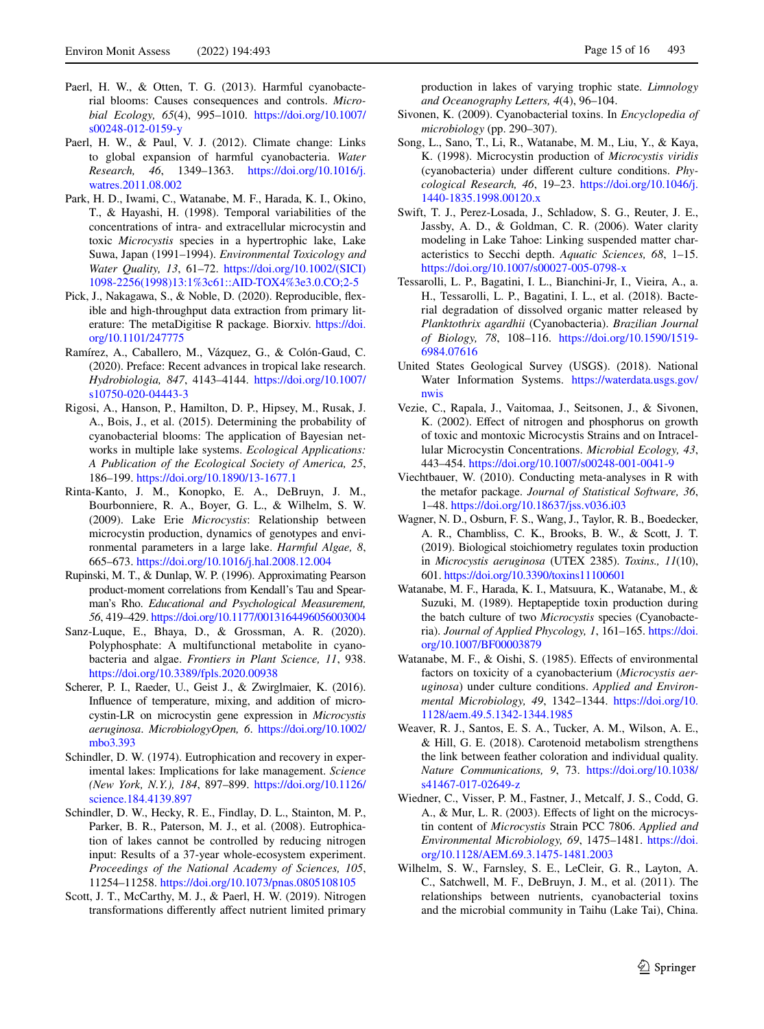Paerl, H. W., & Otten, T. G. (2013). Harmful cyanobacterial blooms: Causes consequences and controls. *Microbial Ecology, 65*(4), 995–1010. https://doi.org/10.1007/s00248-012-0159-y

Paerl, H. W., & Paul, V. J. (2012). Climate change: Links to global expansion of harmful cyanobacteria. *Water Research, 46*, 1349–1363. https://doi.org/10.1016/j.watres.2011.08.002

Park, H. D., Iwami, C., Watanabe, M. F., Harada, K. I., Okino, T., & Hayashi, H. (1998). Temporal variabilities of the concentrations of intra- and extracellular microcystin and toxic *Microcystis* species in a hypertrophic lake, Lake Suwa, Japan (1991–1994). *Environmental Toxicology and Water Quality, 13*, 61–72. https://doi.org/10.1002/(SICI)1098-2256(1998)13:1%3c61::AID-TOX4%3e3.0.CO;2-5

Pick, J., Nakagawa, S., & Noble, D. (2020). Reproducible, flexible and high-throughput data extraction from primary literature: The metaDigitise R package. Biorxiv. https://doi.org/10.1101/247775

Ramírez, A., Caballero, M., Vázquez, G., & Colón-Gaud, C. (2020). Preface: Recent advances in tropical lake research. *Hydrobiologia, 847*, 4143–4144. https://doi.org/10.1007/s10750-020-04443-3

Rigosi, A., Hanson, P., Hamilton, D. P., Hipsey, M., Rusak, J. A., Bois, J., et al. (2015). Determining the probability of cyanobacterial blooms: The application of Bayesian networks in multiple lake systems. *Ecological Applications: A Publication of the Ecological Society of America, 25*, 186–199. https://doi.org/10.1890/13-1677.1

Rinta-Kanto, J. M., Konopko, E. A., DeBruyn, J. M., Bourbonniere, R. A., Boyer, G. L., & Wilhelm, S. W. (2009). Lake Erie *Microcystis*: Relationship between microcystin production, dynamics of genotypes and environmental parameters in a large lake. *Harmful Algae, 8*, 665–673. https://doi.org/10.1016/j.hal.2008.12.004

Rupinski, M. T., & Dunlap, W. P. (1996). Approximating Pearson product-moment correlations from Kendall's Tau and Spearman's Rho. *Educational and Psychological Measurement, 56*, 419–429. https://doi.org/10.1177/0013164496056003004

Sanz-Luque, E., Bhaya, D., & Grossman, A. R. (2020). Polyphosphate: A multifunctional metabolite in cyanobacteria and algae. *Frontiers in Plant Science, 11*, 938. https://doi.org/10.3389/fpls.2020.00938

Scherer, P. I., Raeder, U., Geist J., & Zwirglmaier, K. (2016). Influence of temperature, mixing, and addition of microcystin-LR on microcystin gene expression in *Microcystis aeruginosa*. *MicrobiologyOpen, 6*. https://doi.org/10.1002/mbo3.393

Schindler, D. W. (1974). Eutrophication and recovery in experimental lakes: Implications for lake management. *Science (New York, N.Y.), 184*, 897–899. https://doi.org/10.1126/science.184.4139.897

Schindler, D. W., Hecky, R. E., Findlay, D. L., Stainton, M. P., Parker, B. R., Paterson, M. J., et al. (2008). Eutrophication of lakes cannot be controlled by reducing nitrogen input: Results of a 37-year whole-ecosystem experiment. *Proceedings of the National Academy of Sciences, 105*, 11254–11258. https://doi.org/10.1073/pnas.0805108105

Scott, J. T., McCarthy, M. J., & Paerl, H. W. (2019). Nitrogen transformations differently affect nutrient limited primary production in lakes of varying trophic state. *Limnology and Oceanography Letters, 4*(4), 96–104.

Sivonen, K. (2009). Cyanobacterial toxins. In *Encyclopedia of microbiology* (pp. 290–307).

Song, L., Sano, T., Li, R., Watanabe, M. M., Liu, Y., & Kaya, K. (1998). Microcystin production of *Microcystis viridis* (cyanobacteria) under different culture conditions. *Phycological Research, 46*, 19–23. https://doi.org/10.1046/j.1440-1835.1998.00120.x

Swift, T. J., Perez-Losada, J., Schladow, S. G., Reuter, J. E., Jassby, A. D., & Goldman, C. R. (2006). Water clarity modeling in Lake Tahoe: Linking suspended matter characteristics to Secchi depth. *Aquatic Sciences, 68*, 1–15. https://doi.org/10.1007/s00027-005-0798-x

Tessarolli, L. P., Bagatini, I. L., Bianchini-Jr, I., Vieira, A., a. H., Tessarolli, L. P., Bagatini, I. L., et al. (2018). Bacterial degradation of dissolved organic matter released by *Planktothrix agardhii* (Cyanobacteria). *Brazilian Journal of Biology, 78*, 108–116. https://doi.org/10.1590/1519-6984.07616

United States Geological Survey (USGS). (2018). National Water Information Systems. https://waterdata.usgs.gov/nwis

Vezie, C., Rapala, J., Vaitomaa, J., Seitsonen, J., & Sivonen, K. (2002). Effect of nitrogen and phosphorus on growth of toxic and montoxic Microcystis Strains and on Intracellular Microcystin Concentrations. *Microbial Ecology, 43*, 443–454. https://doi.org/10.1007/s00248-001-0041-9

Viechtbauer, W. (2010). Conducting meta-analyses in R with the metafor package. *Journal of Statistical Software, 36*, 1–48. https://doi.org/10.18637/jss.v036.i03

Wagner, N. D., Osburn, F. S., Wang, J., Taylor, R. B., Boedecker, A. R., Chambliss, C. K., Brooks, B. W., & Scott, J. T. (2019). Biological stoichiometry regulates toxin production in *Microcystis aeruginosa* (UTEX 2385). *Toxins., 11*(10), 601. https://doi.org/10.3390/toxins11100601

Watanabe, M. F., Harada, K. I., Matsuura, K., Watanabe, M., & Suzuki, M. (1989). Heptapeptide toxin production during the batch culture of two *Microcystis* species (Cyanobacteria). *Journal of Applied Phycology, 1*, 161–165. https://doi.org/10.1007/BF00003879

Watanabe, M. F., & Oishi, S. (1985). Effects of environmental factors on toxicity of a cyanobacterium (*Microcystis aeruginosa*) under culture conditions. *Applied and Environmental Microbiology, 49*, 1342–1344. https://doi.org/10.1128/aem.49.5.1342-1344.1985

Weaver, R. J., Santos, E. S. A., Tucker, A. M., Wilson, A. E., & Hill, G. E. (2018). Carotenoid metabolism strengthens the link between feather coloration and individual quality. *Nature Communications, 9*, 73. https://doi.org/10.1038/s41467-017-02649-z

Wiedner, C., Visser, P. M., Fastner, J., Metcalf, J. S., Codd, G. A., & Mur, L. R. (2003). Effects of light on the microcystin content of *Microcystis* Strain PCC 7806. *Applied and Environmental Microbiology, 69*, 1475–1481. https://doi.org/10.1128/AEM.69.3.1475-1481.2003

Wilhelm, S. W., Farnsley, S. E., LeCleir, G. R., Layton, A. C., Satchwell, M. F., DeBruyn, J. M., et al. (2011). The relationships between nutrients, cyanobacterial toxins and the microbial community in Taihu (Lake Tai), China.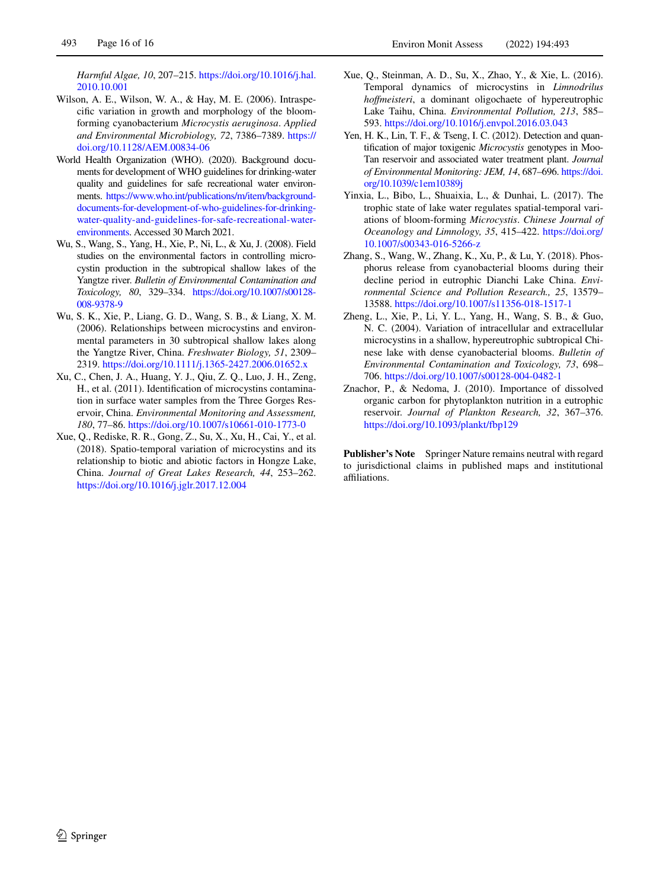*Harmful Algae, 10*, 207–215. https://doi.org/10.1016/j.hal.2010.10.001

Wilson, A. E., Wilson, W. A., & Hay, M. E. (2006). Intraspecific variation in growth and morphology of the bloom-forming cyanobacterium *Microcystis aeruginosa*. *Applied and Environmental Microbiology, 72*, 7386–7389. https://doi.org/10.1128/AEM.00834-06

World Health Organization (WHO). (2020). Background documents for development of WHO guidelines for drinking-water quality and guidelines for safe recreational water environments. https://www.who.int/publications/m/item/background-documents-for-development-of-who-guidelines-for-drinking-water-quality-and-guidelines-for-safe-recreational-water-environments. Accessed 30 March 2021.

Wu, S., Wang, S., Yang, H., Xie, P., Ni, L., & Xu, J. (2008). Field studies on the environmental factors in controlling microcystin production in the subtropical shallow lakes of the Yangtze river. *Bulletin of Environmental Contamination and Toxicology, 80*, 329–334. https://doi.org/10.1007/s00128-008-9378-9

Wu, S. K., Xie, P., Liang, G. D., Wang, S. B., & Liang, X. M. (2006). Relationships between microcystins and environmental parameters in 30 subtropical shallow lakes along the Yangtze River, China. *Freshwater Biology, 51*, 2309–2319. https://doi.org/10.1111/j.1365-2427.2006.01652.x

Xu, C., Chen, J. A., Huang, Y. J., Qiu, Z. Q., Luo, J. H., Zeng, H., et al. (2011). Identification of microcystins contamination in surface water samples from the Three Gorges Reservoir, China. *Environmental Monitoring and Assessment, 180*, 77–86. https://doi.org/10.1007/s10661-010-1773-0

Xue, Q., Rediske, R. R., Gong, Z., Su, X., Xu, H., Cai, Y., et al. (2018). Spatio-temporal variation of microcystins and its relationship to biotic and abiotic factors in Hongze Lake, China. *Journal of Great Lakes Research, 44*, 253–262. https://doi.org/10.1016/j.jglr.2017.12.004

Xue, Q., Steinman, A. D., Su, X., Zhao, Y., & Xie, L. (2016). Temporal dynamics of microcystins in *Limnodrilus hoffmeisteri*, a dominant oligochaete of hypereutrophic Lake Taihu, China. *Environmental Pollution, 213*, 585–593. https://doi.org/10.1016/j.envpol.2016.03.043

Yen, H. K., Lin, T. F., & Tseng, I. C. (2012). Detection and quantification of major toxigenic *Microcystis* genotypes in Moo-Tan reservoir and associated water treatment plant. *Journal of Environmental Monitoring: JEM, 14*, 687–696. https://doi.org/10.1039/c1em10389j

Yinxia, L., Bibo, L., Shuaixia, L., & Dunhai, L. (2017). The trophic state of lake water regulates spatial-temporal variations of bloom-forming *Microcystis*. *Chinese Journal of Oceanology and Limnology, 35*, 415–422. https://doi.org/10.1007/s00343-016-5266-z

Zhang, S., Wang, W., Zhang, K., Xu, P., & Lu, Y. (2018). Phosphorus release from cyanobacterial blooms during their decline period in eutrophic Dianchi Lake China. *Environmental Science and Pollution Research., 25*, 13579–13588. https://doi.org/10.1007/s11356-018-1517-1

Zheng, L., Xie, P., Li, Y. L., Yang, H., Wang, S. B., & Guo, N. C. (2004). Variation of intracellular and extracellular microcystins in a shallow, hypereutrophic subtropical Chinese lake with dense cyanobacterial blooms. *Bulletin of Environmental Contamination and Toxicology, 73*, 698–706. https://doi.org/10.1007/s00128-004-0482-1

Znachor, P., & Nedoma, J. (2010). Importance of dissolved organic carbon for phytoplankton nutrition in a eutrophic reservoir. *Journal of Plankton Research, 32*, 367–376. https://doi.org/10.1093/plankt/fbp129

**Publisher's Note** Springer Nature remains neutral with regard to jurisdictional claims in published maps and institutional affiliations.